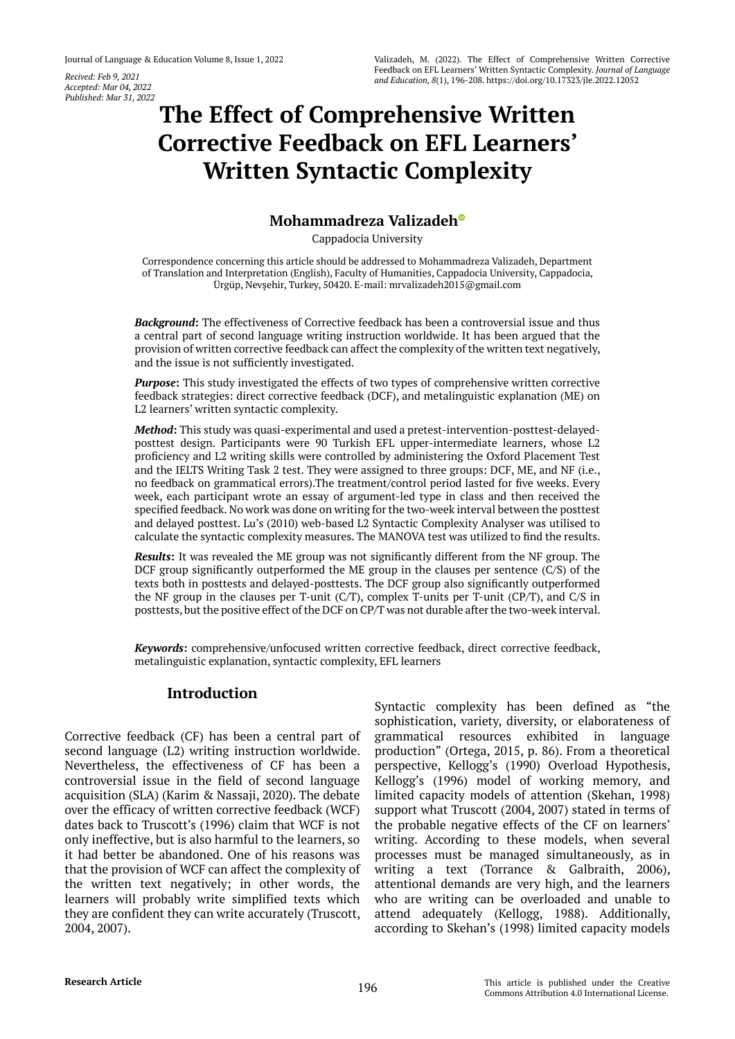*Recived: Feb 9, 2021*
*Accepted: Mar 04, 2022*
*Published: Mar 31, 2022*

Valizadeh, M. (2022). The Effect of Comprehensive Written Corrective Feedback on EFL Learners' Written Syntactic Complexity. *Journal of Language and Education, 8*(1), 196-208. https://doi.org/10.17323/jle.2022.12052

# The Effect of Comprehensive Written Corrective Feedback on EFL Learners' Written Syntactic Complexity

**Mohammadreza Valizadeh**

Cappadocia University

Correspondence concerning this article should be addressed to Mohammadreza Valizadeh, Department of Translation and Interpretation (English), Faculty of Humanities, Cappadocia University, Cappadocia, Ürgüp, Nevşehir, Turkey, 50420. E-mail: mrvalizadeh2015@gmail.com

***Background*:** The effectiveness of Corrective feedback has been a controversial issue and thus a central part of second language writing instruction worldwide. It has been argued that the provision of written corrective feedback can affect the complexity of the written text negatively, and the issue is not sufficiently investigated.

***Purpose*:** This study investigated the effects of two types of comprehensive written corrective feedback strategies: direct corrective feedback (DCF), and metalinguistic explanation (ME) on L2 learners' written syntactic complexity.

***Method*:** This study was quasi-experimental and used a pretest-intervention-posttest-delayed-posttest design. Participants were 90 Turkish EFL upper-intermediate learners, whose L2 proficiency and L2 writing skills were controlled by administering the Oxford Placement Test and the IELTS Writing Task 2 test. They were assigned to three groups: DCF, ME, and NF (i.e., no feedback on grammatical errors).The treatment/control period lasted for five weeks. Every week, each participant wrote an essay of argument-led type in class and then received the specified feedback. No work was done on writing for the two-week interval between the posttest and delayed posttest. Lu's (2010) web-based L2 Syntactic Complexity Analyser was utilised to calculate the syntactic complexity measures. The MANOVA test was utilized to find the results.

***Results*:** It was revealed the ME group was not significantly different from the NF group. The DCF group significantly outperformed the ME group in the clauses per sentence (C/S) of the texts both in posttests and delayed-posttests. The DCF group also significantly outperformed the NF group in the clauses per T-unit (C/T), complex T-units per T-unit (CP/T), and C/S in posttests, but the positive effect of the DCF on CP/T was not durable after the two-week interval.

***Keywords*:** comprehensive/unfocused written corrective feedback, direct corrective feedback, metalinguistic explanation, syntactic complexity, EFL learners

## Introduction

Corrective feedback (CF) has been a central part of second language (L2) writing instruction worldwide. Nevertheless, the effectiveness of CF has been a controversial issue in the field of second language acquisition (SLA) (Karim & Nassaji, 2020). The debate over the efficacy of written corrective feedback (WCF) dates back to Truscott's (1996) claim that WCF is not only ineffective, but is also harmful to the learners, so it had better be abandoned. One of his reasons was that the provision of WCF can affect the complexity of the written text negatively; in other words, the learners will probably write simplified texts which they are confident they can write accurately (Truscott, 2004, 2007).

Syntactic complexity has been defined as "the sophistication, variety, diversity, or elaborateness of grammatical resources exhibited in language production" (Ortega, 2015, p. 86). From a theoretical perspective, Kellogg's (1990) Overload Hypothesis, Kellogg's (1996) model of working memory, and limited capacity models of attention (Skehan, 1998) support what Truscott (2004, 2007) stated in terms of the probable negative effects of the CF on learners' writing. According to these models, when several processes must be managed simultaneously, as in writing a text (Torrance & Galbraith, 2006), attentional demands are very high, and the learners who are writing can be overloaded and unable to attend adequately (Kellogg, 1988). Additionally, according to Skehan's (1998) limited capacity models

**Research Article**

This article is published under the Creative Commons Attribution 4.0 International License.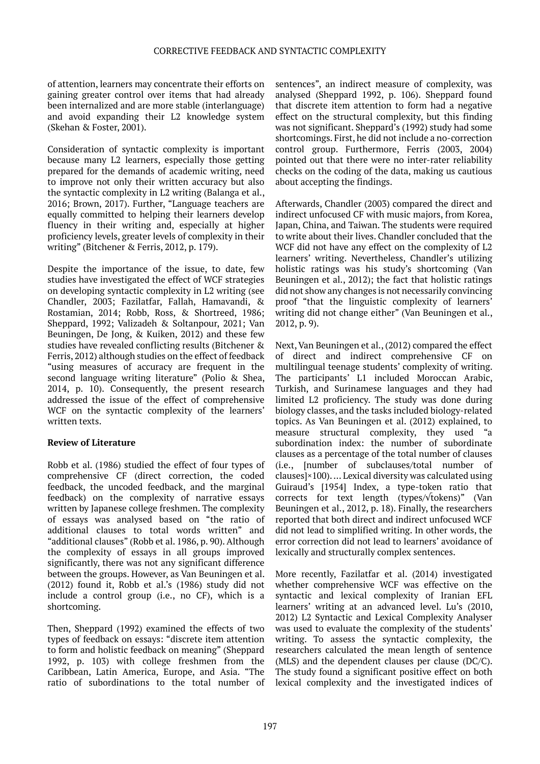of attention, learners may concentrate their efforts on gaining greater control over items that had already been internalized and are more stable (interlanguage) and avoid expanding their L2 knowledge system (Skehan & Foster, 2001).

Consideration of syntactic complexity is important because many L2 learners, especially those getting prepared for the demands of academic writing, need to improve not only their written accuracy but also the syntactic complexity in L2 writing (Balanga et al., 2016; Brown, 2017). Further, "Language teachers are equally committed to helping their learners develop fluency in their writing and, especially at higher proficiency levels, greater levels of complexity in their writing" (Bitchener & Ferris, 2012, p. 179).

Despite the importance of the issue, to date, few studies have investigated the effect of WCF strategies on developing syntactic complexity in L2 writing (see Chandler, 2003; Fazilatfar, Fallah, Hamavandi, & Rostamian, 2014; Robb, Ross, & Shortreed, 1986; Sheppard, 1992; Valizadeh & Soltanpour, 2021; Van Beuningen, De Jong, & Kuiken, 2012) and these few studies have revealed conflicting results (Bitchener & Ferris, 2012) although studies on the effect of feedback "using measures of accuracy are frequent in the second language writing literature" (Polio & Shea, 2014, p. 10). Consequently, the present research addressed the issue of the effect of comprehensive WCF on the syntactic complexity of the learners' written texts.

**Review of Literature**

Robb et al. (1986) studied the effect of four types of comprehensive CF (direct correction, the coded feedback, the uncoded feedback, and the marginal feedback) on the complexity of narrative essays written by Japanese college freshmen. The complexity of essays was analysed based on "the ratio of additional clauses to total words written" and "additional clauses" (Robb et al. 1986, p. 90). Although the complexity of essays in all groups improved significantly, there was not any significant difference between the groups. However, as Van Beuningen et al. (2012) found it, Robb et al.'s (1986) study did not include a control group (i.e., no CF), which is a shortcoming.

Then, Sheppard (1992) examined the effects of two types of feedback on essays: "discrete item attention to form and holistic feedback on meaning" (Sheppard 1992, p. 103) with college freshmen from the Caribbean, Latin America, Europe, and Asia. "The ratio of subordinations to the total number of sentences", an indirect measure of complexity, was analysed (Sheppard 1992, p. 106). Sheppard found that discrete item attention to form had a negative effect on the structural complexity, but this finding was not significant. Sheppard's (1992) study had some shortcomings. First, he did not include a no-correction control group. Furthermore, Ferris (2003, 2004) pointed out that there were no inter-rater reliability checks on the coding of the data, making us cautious about accepting the findings.

Afterwards, Chandler (2003) compared the direct and indirect unfocused CF with music majors, from Korea, Japan, China, and Taiwan. The students were required to write about their lives. Chandler concluded that the WCF did not have any effect on the complexity of L2 learners' writing. Nevertheless, Chandler's utilizing holistic ratings was his study's shortcoming (Van Beuningen et al., 2012); the fact that holistic ratings did not show any changes is not necessarily convincing proof "that the linguistic complexity of learners' writing did not change either" (Van Beuningen et al., 2012, p. 9).

Next, Van Beuningen et al., (2012) compared the effect of direct and indirect comprehensive CF on multilingual teenage students' complexity of writing. The participants' L1 included Moroccan Arabic, Turkish, and Surinamese languages and they had limited L2 proficiency. The study was done during biology classes, and the tasks included biology-related topics. As Van Beuningen et al. (2012) explained, to measure structural complexity, they used "a subordination index: the number of subordinate clauses as a percentage of the total number of clauses (i.e., [number of subclauses/total number of clauses]×100). … Lexical diversity was calculated using Guiraud's [1954] Index, a type-token ratio that corrects for text length (types/√tokens)" (Van Beuningen et al., 2012, p. 18). Finally, the researchers reported that both direct and indirect unfocused WCF did not lead to simplified writing. In other words, the error correction did not lead to learners' avoidance of lexically and structurally complex sentences.

More recently, Fazilatfar et al. (2014) investigated whether comprehensive WCF was effective on the syntactic and lexical complexity of Iranian EFL learners' writing at an advanced level. Lu's (2010, 2012) L2 Syntactic and Lexical Complexity Analyser was used to evaluate the complexity of the students' writing. To assess the syntactic complexity, the researchers calculated the mean length of sentence (MLS) and the dependent clauses per clause (DC/C). The study found a significant positive effect on both lexical complexity and the investigated indices of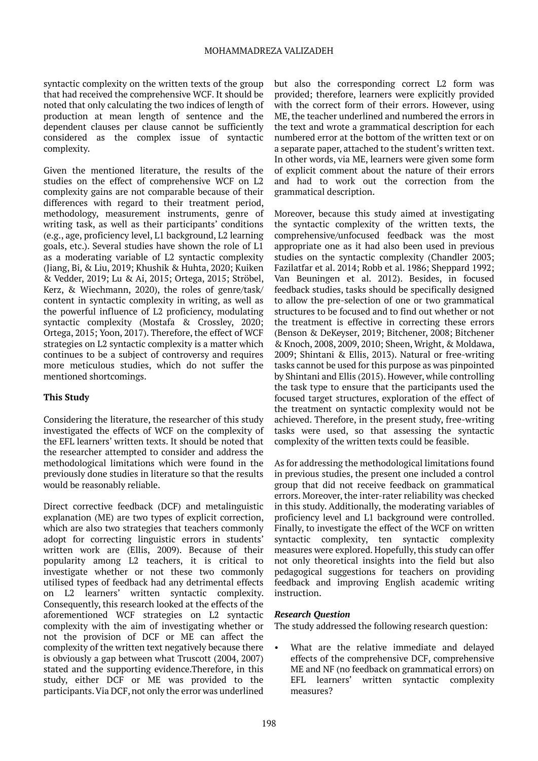syntactic complexity on the written texts of the group that had received the comprehensive WCF. It should be noted that only calculating the two indices of length of production at mean length of sentence and the dependent clauses per clause cannot be sufficiently considered as the complex issue of syntactic complexity.

Given the mentioned literature, the results of the studies on the effect of comprehensive WCF on L2 complexity gains are not comparable because of their differences with regard to their treatment period, methodology, measurement instruments, genre of writing task, as well as their participants' conditions (e.g., age, proficiency level, L1 background, L2 learning goals, etc.). Several studies have shown the role of L1 as a moderating variable of L2 syntactic complexity (Jiang, Bi, & Liu, 2019; Khushik & Huhta, 2020; Kuiken & Vedder, 2019; Lu & Ai, 2015; Ortega, 2015; Ströbel, Kerz, & Wiechmann, 2020), the roles of genre/task/content in syntactic complexity in writing, as well as the powerful influence of L2 proficiency, modulating syntactic complexity (Mostafa & Crossley, 2020; Ortega, 2015; Yoon, 2017). Therefore, the effect of WCF strategies on L2 syntactic complexity is a matter which continues to be a subject of controversy and requires more meticulous studies, which do not suffer the mentioned shortcomings.

## This Study

Considering the literature, the researcher of this study investigated the effects of WCF on the complexity of the EFL learners' written texts. It should be noted that the researcher attempted to consider and address the methodological limitations which were found in the previously done studies in literature so that the results would be reasonably reliable.

Direct corrective feedback (DCF) and metalinguistic explanation (ME) are two types of explicit correction, which are also two strategies that teachers commonly adopt for correcting linguistic errors in students' written work are (Ellis, 2009). Because of their popularity among L2 teachers, it is critical to investigate whether or not these two commonly utilised types of feedback had any detrimental effects on L2 learners' written syntactic complexity. Consequently, this research looked at the effects of the aforementioned WCF strategies on L2 syntactic complexity with the aim of investigating whether or not the provision of DCF or ME can affect the complexity of the written text negatively because there is obviously a gap between what Truscott (2004, 2007) stated and the supporting evidence.Therefore, in this study, either DCF or ME was provided to the participants. Via DCF, not only the error was underlined but also the corresponding correct L2 form was provided; therefore, learners were explicitly provided with the correct form of their errors. However, using ME, the teacher underlined and numbered the errors in the text and wrote a grammatical description for each numbered error at the bottom of the written text or on a separate paper, attached to the student's written text. In other words, via ME, learners were given some form of explicit comment about the nature of their errors and had to work out the correction from the grammatical description.

Moreover, because this study aimed at investigating the syntactic complexity of the written texts, the comprehensive/unfocused feedback was the most appropriate one as it had also been used in previous studies on the syntactic complexity (Chandler 2003; Fazilatfar et al. 2014; Robb et al. 1986; Sheppard 1992; Van Beuningen et al. 2012). Besides, in focused feedback studies, tasks should be specifically designed to allow the pre-selection of one or two grammatical structures to be focused and to find out whether or not the treatment is effective in correcting these errors (Benson & DeKeyser, 2019; Bitchener, 2008; Bitchener & Knoch, 2008, 2009, 2010; Sheen, Wright, & Moldawa, 2009; Shintani & Ellis, 2013). Natural or free-writing tasks cannot be used for this purpose as was pinpointed by Shintani and Ellis (2015). However, while controlling the task type to ensure that the participants used the focused target structures, exploration of the effect of the treatment on syntactic complexity would not be achieved. Therefore, in the present study, free-writing tasks were used, so that assessing the syntactic complexity of the written texts could be feasible.

As for addressing the methodological limitations found in previous studies, the present one included a control group that did not receive feedback on grammatical errors. Moreover, the inter-rater reliability was checked in this study. Additionally, the moderating variables of proficiency level and L1 background were controlled. Finally, to investigate the effect of the WCF on written syntactic complexity, ten syntactic complexity measures were explored. Hopefully, this study can offer not only theoretical insights into the field but also pedagogical suggestions for teachers on providing feedback and improving English academic writing instruction.

### *Research Question*

The study addressed the following research question:

- What are the relative immediate and delayed effects of the comprehensive DCF, comprehensive ME and NF (no feedback on grammatical errors) on EFL learners' written syntactic complexity measures?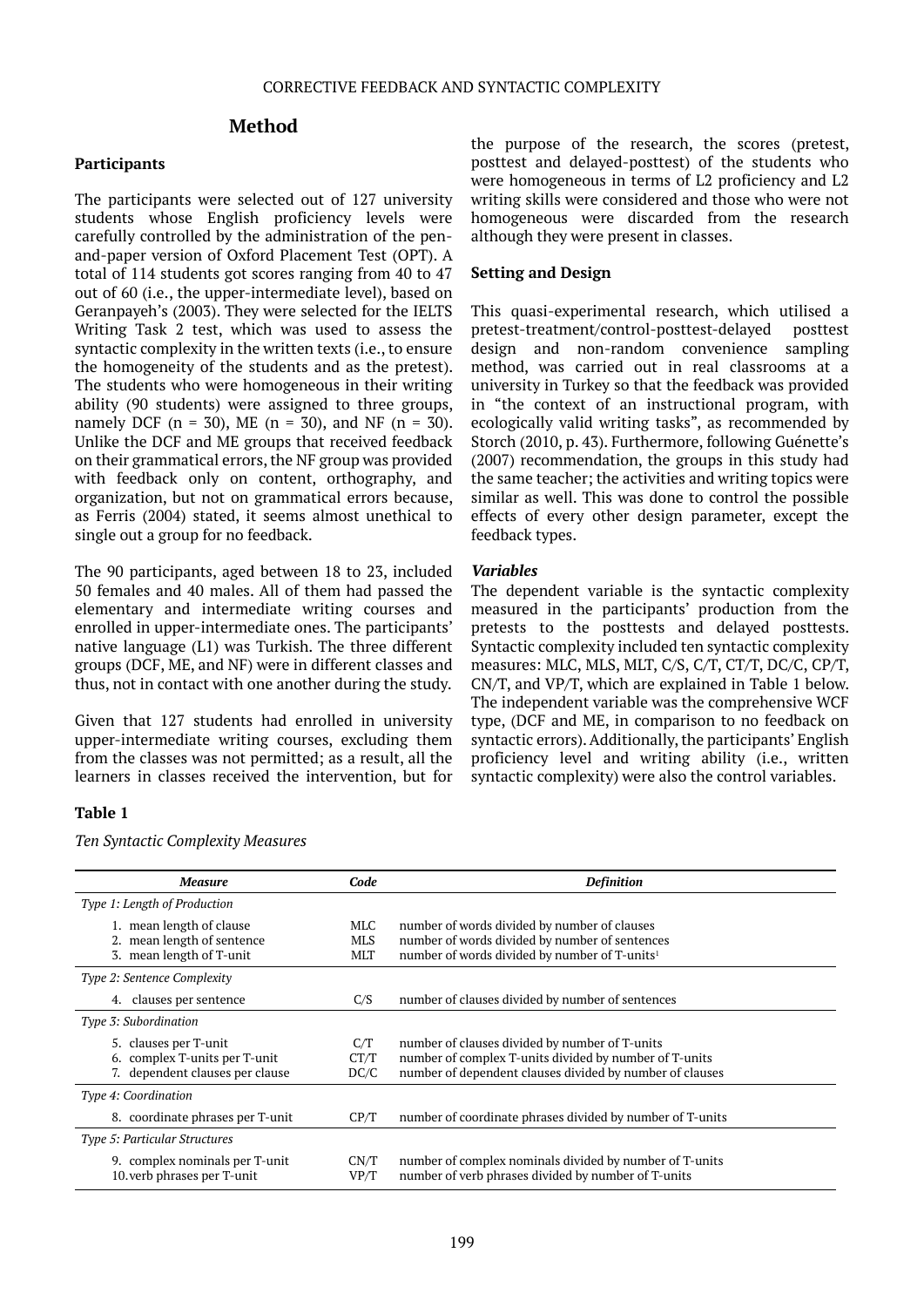## Method

### Participants

The participants were selected out of 127 university students whose English proficiency levels were carefully controlled by the administration of the pen-and-paper version of Oxford Placement Test (OPT). A total of 114 students got scores ranging from 40 to 47 out of 60 (i.e., the upper-intermediate level), based on Geranpayeh's (2003). They were selected for the IELTS Writing Task 2 test, which was used to assess the syntactic complexity in the written texts (i.e., to ensure the homogeneity of the students and as the pretest). The students who were homogeneous in their writing ability (90 students) were assigned to three groups, namely DCF (n = 30), ME (n = 30), and NF (n = 30). Unlike the DCF and ME groups that received feedback on their grammatical errors, the NF group was provided with feedback only on content, orthography, and organization, but not on grammatical errors because, as Ferris (2004) stated, it seems almost unethical to single out a group for no feedback.

The 90 participants, aged between 18 to 23, included 50 females and 40 males. All of them had passed the elementary and intermediate writing courses and enrolled in upper-intermediate ones. The participants' native language (L1) was Turkish. The three different groups (DCF, ME, and NF) were in different classes and thus, not in contact with one another during the study.

Given that 127 students had enrolled in university upper-intermediate writing courses, excluding them from the classes was not permitted; as a result, all the learners in classes received the intervention, but for the purpose of the research, the scores (pretest, posttest and delayed-posttest) of the students who were homogeneous in terms of L2 proficiency and L2 writing skills were considered and those who were not homogeneous were discarded from the research although they were present in classes.

### Setting and Design

This quasi-experimental research, which utilised a pretest-treatment/control-posttest-delayed posttest design and non-random convenience sampling method, was carried out in real classrooms at a university in Turkey so that the feedback was provided in "the context of an instructional program, with ecologically valid writing tasks", as recommended by Storch (2010, p. 43). Furthermore, following Guénette's (2007) recommendation, the groups in this study had the same teacher; the activities and writing topics were similar as well. This was done to control the possible effects of every other design parameter, except the feedback types.

#### *Variables*

The dependent variable is the syntactic complexity measured in the participants' production from the pretests to the posttests and delayed posttests. Syntactic complexity included ten syntactic complexity measures: MLC, MLS, MLT, C/S, C/T, CT/T, DC/C, CP/T, CN/T, and VP/T, which are explained in Table 1 below. The independent variable was the comprehensive WCF type, (DCF and ME, in comparison to no feedback on syntactic errors). Additionally, the participants' English proficiency level and writing ability (i.e., written syntactic complexity) were also the control variables.

**Table 1**

*Ten Syntactic Complexity Measures*

| *Measure* | *Code* | *Definition* |
|---|---|---|
| *Type 1: Length of Production* | | |
| 1. mean length of clause | MLC | number of words divided by number of clauses |
| 2. mean length of sentence | MLS | number of words divided by number of sentences |
| 3. mean length of T-unit | MLT | number of words divided by number of T-units[1] |
| *Type 2: Sentence Complexity* | | |
| 4. clauses per sentence | C/S | number of clauses divided by number of sentences |
| *Type 3: Subordination* | | |
| 5. clauses per T-unit | C/T | number of clauses divided by number of T-units |
| 6. complex T-units per T-unit | CT/T | number of complex T-units divided by number of T-units |
| 7. dependent clauses per clause | DC/C | number of dependent clauses divided by number of clauses |
| *Type 4: Coordination* | | |
| 8. coordinate phrases per T-unit | CP/T | number of coordinate phrases divided by number of T-units |
| *Type 5: Particular Structures* | | |
| 9. complex nominals per T-unit | CN/T | number of complex nominals divided by number of T-units |
| 10. verb phrases per T-unit | VP/T | number of verb phrases divided by number of T-units |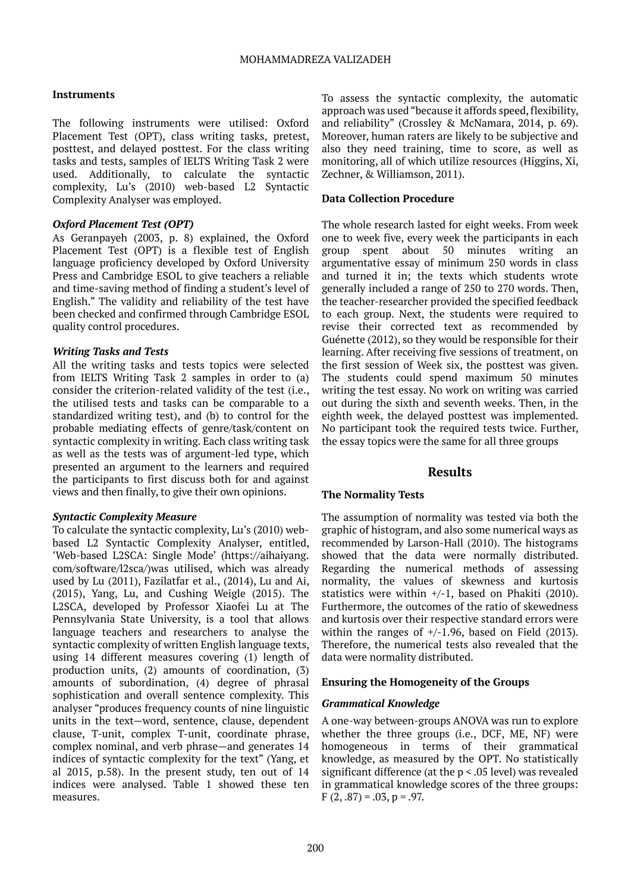### Instruments

The following instruments were utilised: Oxford Placement Test (OPT), class writing tasks, pretest, posttest, and delayed posttest. For the class writing tasks and tests, samples of IELTS Writing Task 2 were used. Additionally, to calculate the syntactic complexity, Lu's (2010) web-based L2 Syntactic Complexity Analyser was employed.

#### *Oxford Placement Test (OPT)*

As Geranpayeh (2003, p. 8) explained, the Oxford Placement Test (OPT) is a flexible test of English language proficiency developed by Oxford University Press and Cambridge ESOL to give teachers a reliable and time-saving method of finding a student's level of English." The validity and reliability of the test have been checked and confirmed through Cambridge ESOL quality control procedures.

#### *Writing Tasks and Tests*

All the writing tasks and tests topics were selected from IELTS Writing Task 2 samples in order to (a) consider the criterion-related validity of the test (i.e., the utilised tests and tasks can be comparable to a standardized writing test), and (b) to control for the probable mediating effects of genre/task/content on syntactic complexity in writing. Each class writing task as well as the tests was of argument-led type, which presented an argument to the learners and required the participants to first discuss both for and against views and then finally, to give their own opinions.

#### *Syntactic Complexity Measure*

To calculate the syntactic complexity, Lu's (2010) web-based L2 Syntactic Complexity Analyser, entitled, 'Web-based L2SCA: Single Mode' (https://aihaiyang.com/software/l2sca/)was utilised, which was already used by Lu (2011), Fazilatfar et al., (2014), Lu and Ai, (2015), Yang, Lu, and Cushing Weigle (2015). The L2SCA, developed by Professor Xiaofei Lu at The Pennsylvania State University, is a tool that allows language teachers and researchers to analyse the syntactic complexity of written English language texts, using 14 different measures covering (1) length of production units, (2) amounts of coordination, (3) amounts of subordination, (4) degree of phrasal sophistication and overall sentence complexity. This analyser "produces frequency counts of nine linguistic units in the text—word, sentence, clause, dependent clause, T-unit, complex T-unit, coordinate phrase, complex nominal, and verb phrase—and generates 14 indices of syntactic complexity for the text" (Yang, et al 2015, p.58). In the present study, ten out of 14 indices were analysed. Table 1 showed these ten measures.

To assess the syntactic complexity, the automatic approach was used "because it affords speed, flexibility, and reliability" (Crossley & McNamara, 2014, p. 69). Moreover, human raters are likely to be subjective and also they need training, time to score, as well as monitoring, all of which utilize resources (Higgins, Xi, Zechner, & Williamson, 2011).

### Data Collection Procedure

The whole research lasted for eight weeks. From week one to week five, every week the participants in each group spent about 50 minutes writing an argumentative essay of minimum 250 words in class and turned it in; the texts which students wrote generally included a range of 250 to 270 words. Then, the teacher-researcher provided the specified feedback to each group. Next, the students were required to revise their corrected text as recommended by Guénette (2012), so they would be responsible for their learning. After receiving five sessions of treatment, on the first session of Week six, the posttest was given. The students could spend maximum 50 minutes writing the test essay. No work on writing was carried out during the sixth and seventh weeks. Then, in the eighth week, the delayed posttest was implemented. No participant took the required tests twice. Further, the essay topics were the same for all three groups

## Results

### The Normality Tests

The assumption of normality was tested via both the graphic of histogram, and also some numerical ways as recommended by Larson-Hall (2010). The histograms showed that the data were normally distributed. Regarding the numerical methods of assessing normality, the values of skewness and kurtosis statistics were within +/-1, based on Phakiti (2010). Furthermore, the outcomes of the ratio of skewedness and kurtosis over their respective standard errors were within the ranges of +/-1.96, based on Field (2013). Therefore, the numerical tests also revealed that the data were normality distributed.

### Ensuring the Homogeneity of the Groups

#### *Grammatical Knowledge*

A one-way between-groups ANOVA was run to explore whether the three groups (i.e., DCF, ME, NF) were homogeneous in terms of their grammatical knowledge, as measured by the OPT. No statistically significant difference (at the $p < .05$ level) was revealed in grammatical knowledge scores of the three groups: $F (2, .87) = .03$, $p = .97$.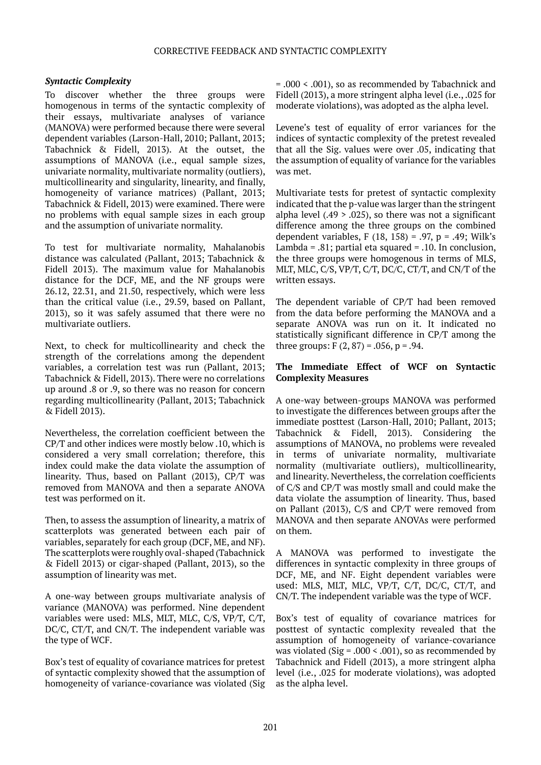### *Syntactic Complexity*

To discover whether the three groups were homogenous in terms of the syntactic complexity of their essays, multivariate analyses of variance (MANOVA) were performed because there were several dependent variables (Larson-Hall, 2010; Pallant, 2013; Tabachnick & Fidell, 2013). At the outset, the assumptions of MANOVA (i.e., equal sample sizes, univariate normality, multivariate normality (outliers), multicollinearity and singularity, linearity, and finally, homogeneity of variance matrices) (Pallant, 2013; Tabachnick & Fidell, 2013) were examined. There were no problems with equal sample sizes in each group and the assumption of univariate normality.

To test for multivariate normality, Mahalanobis distance was calculated (Pallant, 2013; Tabachnick & Fidell 2013). The maximum value for Mahalanobis distance for the DCF, ME, and the NF groups were 26.12, 22.31, and 21.50, respectively, which were less than the critical value (i.e., 29.59, based on Pallant, 2013), so it was safely assumed that there were no multivariate outliers.

Next, to check for multicollinearity and check the strength of the correlations among the dependent variables, a correlation test was run (Pallant, 2013; Tabachnick & Fidell, 2013). There were no correlations up around .8 or .9, so there was no reason for concern regarding multicollinearity (Pallant, 2013; Tabachnick & Fidell 2013).

Nevertheless, the correlation coefficient between the CP/T and other indices were mostly below .10, which is considered a very small correlation; therefore, this index could make the data violate the assumption of linearity. Thus, based on Pallant (2013), CP/T was removed from MANOVA and then a separate ANOVA test was performed on it.

Then, to assess the assumption of linearity, a matrix of scatterplots was generated between each pair of variables, separately for each group (DCF, ME, and NF). The scatterplots were roughly oval-shaped (Tabachnick & Fidell 2013) or cigar-shaped (Pallant, 2013), so the assumption of linearity was met.

A one-way between groups multivariate analysis of variance (MANOVA) was performed. Nine dependent variables were used: MLS, MLT, MLC, C/S, VP/T, C/T, DC/C, CT/T, and CN/T. The independent variable was the type of WCF.

Box's test of equality of covariance matrices for pretest of syntactic complexity showed that the assumption of homogeneity of variance-covariance was violated (Sig = .000 < .001), so as recommended by Tabachnick and Fidell (2013), a more stringent alpha level (i.e., .025 for moderate violations), was adopted as the alpha level.

Levene's test of equality of error variances for the indices of syntactic complexity of the pretest revealed that all the Sig. values were over .05, indicating that the assumption of equality of variance for the variables was met.

Multivariate tests for pretest of syntactic complexity indicated that the p-value was larger than the stringent alpha level (.49 > .025), so there was not a significant difference among the three groups on the combined dependent variables, $F(18, 158) = .97$, $p = .49$; Wilk's Lambda = .81; partial eta squared = .10. In conclusion, the three groups were homogenous in terms of MLS, MLT, MLC, C/S, VP/T, C/T, DC/C, CT/T, and CN/T of the written essays.

The dependent variable of CP/T had been removed from the data before performing the MANOVA and a separate ANOVA was run on it. It indicated no statistically significant difference in CP/T among the three groups: $F(2, 87) = .056$, $p = .94$.

#### **The Immediate Effect of WCF on Syntactic Complexity Measures**

A one-way between-groups MANOVA was performed to investigate the differences between groups after the immediate posttest (Larson-Hall, 2010; Pallant, 2013; Tabachnick & Fidell, 2013). Considering the assumptions of MANOVA, no problems were revealed in terms of univariate normality, multivariate normality (multivariate outliers), multicollinearity, and linearity. Nevertheless, the correlation coefficients of C/S and CP/T was mostly small and could make the data violate the assumption of linearity. Thus, based on Pallant (2013), C/S and CP/T were removed from MANOVA and then separate ANOVAs were performed on them.

A MANOVA was performed to investigate the differences in syntactic complexity in three groups of DCF, ME, and NF. Eight dependent variables were used: MLS, MLT, MLC, VP/T, C/T, DC/C, CT/T, and CN/T. The independent variable was the type of WCF.

Box's test of equality of covariance matrices for posttest of syntactic complexity revealed that the assumption of homogeneity of variance-covariance was violated (Sig = .000 < .001), so as recommended by Tabachnick and Fidell (2013), a more stringent alpha level (i.e., .025 for moderate violations), was adopted as the alpha level.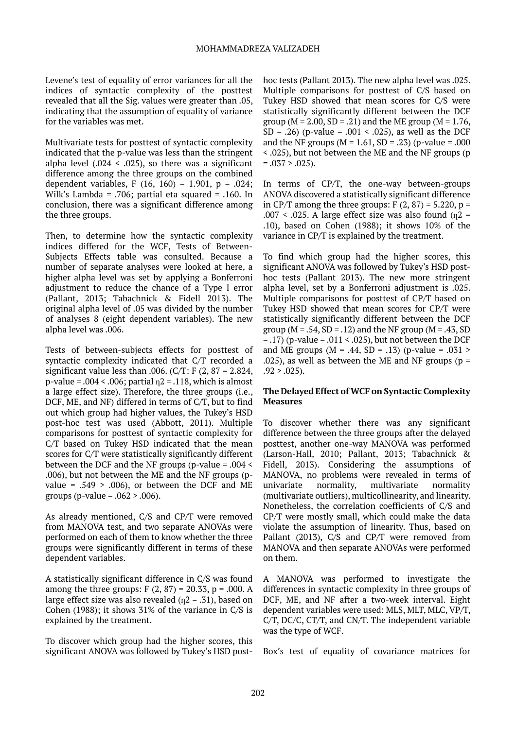Levene's test of equality of error variances for all the indices of syntactic complexity of the posttest revealed that all the Sig. values were greater than .05, indicating that the assumption of equality of variance for the variables was met.

Multivariate tests for posttest of syntactic complexity indicated that the p-value was less than the stringent alpha level (.024 < .025), so there was a significant difference among the three groups on the combined dependent variables, $F (16, 160) = 1.901$, $p = .024$; Wilk's Lambda = .706; partial eta squared = .160. In conclusion, there was a significant difference among the three groups.

Then, to determine how the syntactic complexity indices differed for the WCF, Tests of Between-Subjects Effects table was consulted. Because a number of separate analyses were looked at here, a higher alpha level was set by applying a Bonferroni adjustment to reduce the chance of a Type I error (Pallant, 2013; Tabachnick & Fidell 2013). The original alpha level of .05 was divided by the number of analyses 8 (eight dependent variables). The new alpha level was .006.

Tests of between-subjects effects for posttest of syntactic complexity indicated that C/T recorded a significant value less than .006. (C/T: $F (2, 87 = 2.824$, p-value = .004 < .006; partial $\eta 2 = .118$, which is almost a large effect size). Therefore, the three groups (i.e., DCF, ME, and NF) differed in terms of C/T, but to find out which group had higher values, the Tukey's HSD post-hoc test was used (Abbott, 2011). Multiple comparisons for posttest of syntactic complexity for C/T based on Tukey HSD indicated that the mean scores for C/T were statistically significantly different between the DCF and the NF groups (p-value = .004 < .006), but not between the ME and the NF groups (p-value = .549 > .006), or between the DCF and ME groups (p-value = .062 > .006).

As already mentioned, C/S and CP/T were removed from MANOVA test, and two separate ANOVAs were performed on each of them to know whether the three groups were significantly different in terms of these dependent variables.

A statistically significant difference in C/S was found among the three groups: $F (2, 87) = 20.33$, $p = .000$. A large effect size was also revealed ($\eta 2 = .31$), based on Cohen (1988); it shows 31% of the variance in C/S is explained by the treatment.

To discover which group had the higher scores, this significant ANOVA was followed by Tukey's HSD post-hoc tests (Pallant 2013). The new alpha level was .025. Multiple comparisons for posttest of C/S based on Tukey HSD showed that mean scores for C/S were statistically significantly different between the DCF group ($M = 2.00$, $SD = .21$) and the ME group ($M = 1.76$, $SD = .26$) (p-value = .001 < .025), as well as the DCF and the NF groups ($M = 1.61$, $SD = .23$) (p-value = .000 < .025), but not between the ME and the NF groups ($p = .037 > .025$).

In terms of CP/T, the one-way between-groups ANOVA discovered a statistically significant difference in CP/T among the three groups: $F (2, 87) = 5.220$, $p = .007 < .025$. A large effect size was also found ($\eta 2 = .10$), based on Cohen (1988); it shows 10% of the variance in CP/T is explained by the treatment.

To find which group had the higher scores, this significant ANOVA was followed by Tukey's HSD post-hoc tests (Pallant 2013). The new more stringent alpha level, set by a Bonferroni adjustment is .025. Multiple comparisons for posttest of CP/T based on Tukey HSD showed that mean scores for CP/T were statistically significantly different between the DCF group ($M = .54$, $SD = .12$) and the NF group ($M = .43$, $SD = .17$) (p-value = .011 < .025), but not between the DCF and ME groups ($M = .44$, $SD = .13$) (p-value = .031 > .025), as well as between the ME and NF groups ($p = .92 > .025$).

**The Delayed Effect of WCF on Syntactic Complexity Measures**

To discover whether there was any significant difference between the three groups after the delayed posttest, another one-way MANOVA was performed (Larson-Hall, 2010; Pallant, 2013; Tabachnick & Fidell, 2013). Considering the assumptions of MANOVA, no problems were revealed in terms of univariate normality, multivariate normality (multivariate outliers), multicollinearity, and linearity. Nonetheless, the correlation coefficients of C/S and CP/T were mostly small, which could make the data violate the assumption of linearity. Thus, based on Pallant (2013), C/S and CP/T were removed from MANOVA and then separate ANOVAs were performed on them.

A MANOVA was performed to investigate the differences in syntactic complexity in three groups of DCF, ME, and NF after a two-week interval. Eight dependent variables were used: MLS, MLT, MLC, VP/T, C/T, DC/C, CT/T, and CN/T. The independent variable was the type of WCF.

Box's test of equality of covariance matrices for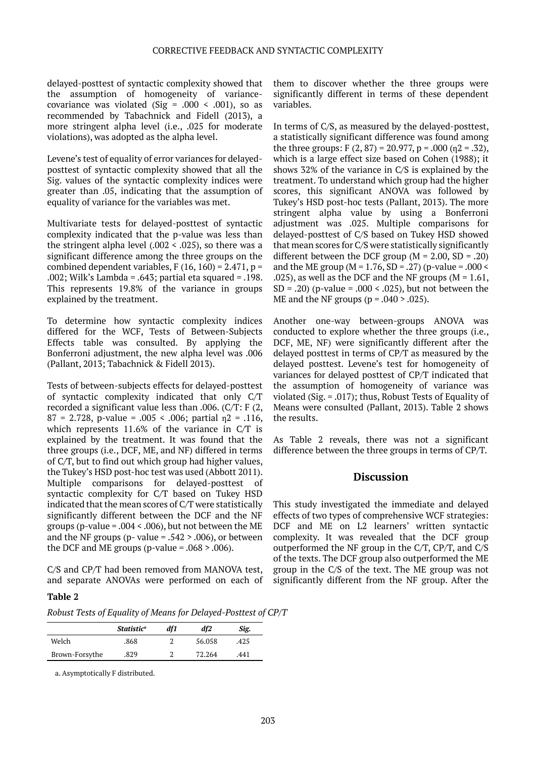delayed-posttest of syntactic complexity showed that the assumption of homogeneity of variance-covariance was violated (Sig = .000 < .001), so as recommended by Tabachnick and Fidell (2013), a more stringent alpha level (i.e., .025 for moderate violations), was adopted as the alpha level.

Levene's test of equality of error variances for delayed-posttest of syntactic complexity showed that all the Sig. values of the syntactic complexity indices were greater than .05, indicating that the assumption of equality of variance for the variables was met.

Multivariate tests for delayed-posttest of syntactic complexity indicated that the p-value was less than the stringent alpha level (.002 < .025), so there was a significant difference among the three groups on the combined dependent variables, $F(16, 160) = 2.471$, $p = .002$; Wilk's Lambda = .643; partial eta squared = .198. This represents 19.8% of the variance in groups explained by the treatment.

To determine how syntactic complexity indices differed for the WCF, Tests of Between-Subjects Effects table was consulted. By applying the Bonferroni adjustment, the new alpha level was .006 (Pallant, 2013; Tabachnick & Fidell 2013).

Tests of between-subjects effects for delayed-posttest of syntactic complexity indicated that only C/T recorded a significant value less than .006. (C/T: $F(2, 87 = 2.728$, p-value = .005 < .006; partial $\eta 2 = .116$, which represents 11.6% of the variance in C/T is explained by the treatment. It was found that the three groups (i.e., DCF, ME, and NF) differed in terms of C/T, but to find out which group had higher values, the Tukey's HSD post-hoc test was used (Abbott 2011). Multiple comparisons for delayed-posttest of syntactic complexity for C/T based on Tukey HSD indicated that the mean scores of C/T were statistically significantly different between the DCF and the NF groups (p-value = .004 < .006), but not between the ME and the NF groups (p- value = .542 > .006), or between the DCF and ME groups (p-value = .068 > .006).

C/S and CP/T had been removed from MANOVA test, and separate ANOVAs were performed on each of them to discover whether the three groups were significantly different in terms of these dependent variables.

In terms of C/S, as measured by the delayed-posttest, a statistically significant difference was found among the three groups: $F(2, 87) = 20.977$, $p = .000$ ($\eta 2 = .32$), which is a large effect size based on Cohen (1988); it shows 32% of the variance in C/S is explained by the treatment. To understand which group had the higher scores, this significant ANOVA was followed by Tukey's HSD post-hoc tests (Pallant, 2013). The more stringent alpha value by using a Bonferroni adjustment was .025. Multiple comparisons for delayed-posttest of C/S based on Tukey HSD showed that mean scores for C/S were statistically significantly different between the DCF group ($M = 2.00$, $SD = .20$) and the ME group ($M = 1.76$, $SD = .27$) (p-value = .000 < .025), as well as the DCF and the NF groups ($M = 1.61$, $SD = .20$) (p-value = .000 < .025), but not between the ME and the NF groups ($p = .040 > .025$).

Another one-way between-groups ANOVA was conducted to explore whether the three groups (i.e., DCF, ME, NF) were significantly different after the delayed posttest in terms of CP/T as measured by the delayed posttest. Levene's test for homogeneity of variances for delayed posttest of CP/T indicated that the assumption of homogeneity of variance was violated (Sig. = .017); thus, Robust Tests of Equality of Means were consulted (Pallant, 2013). Table 2 shows the results.

As Table 2 reveals, there was not a significant difference between the three groups in terms of CP/T.

**Table 2**

*Robust Tests of Equality of Means for Delayed-Posttest of CP/T*

| | *Statistic*[a] | *df1* | *df2* | *Sig.* |
|---|---|---|---|---|
| Welch | .868 | 2 | 56.058 | .425 |
| Brown-Forsythe | .829 | 2 | 72.264 | .441 |

a. Asymptotically F distributed.

## Discussion

This study investigated the immediate and delayed effects of two types of comprehensive WCF strategies: DCF and ME on L2 learners' written syntactic complexity. It was revealed that the DCF group outperformed the NF group in the C/T, CP/T, and C/S of the texts. The DCF group also outperformed the ME group in the C/S of the text. The ME group was not significantly different from the NF group. After the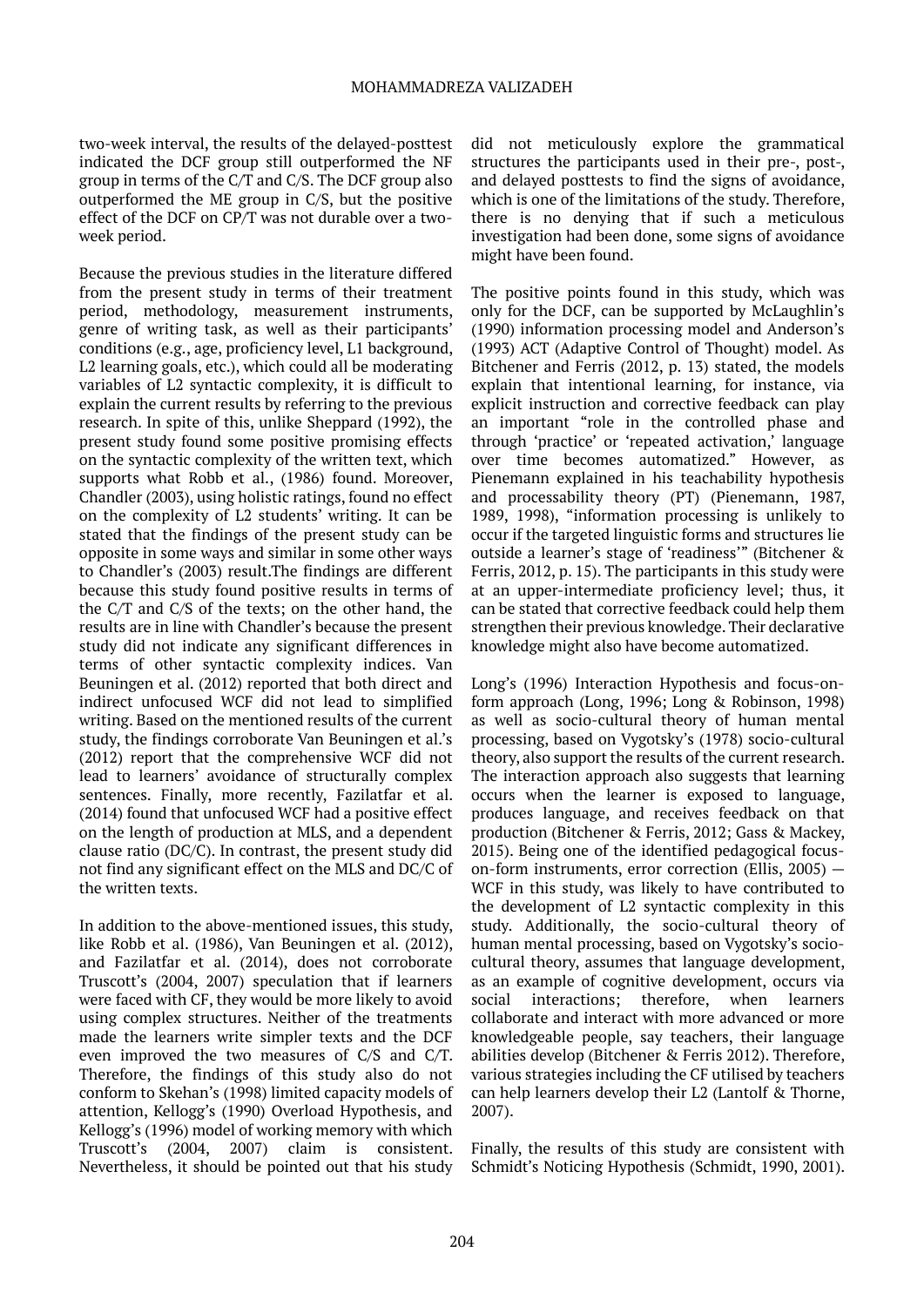two-week interval, the results of the delayed-posttest indicated the DCF group still outperformed the NF group in terms of the C/T and C/S. The DCF group also outperformed the ME group in C/S, but the positive effect of the DCF on CP/T was not durable over a two-week period.

Because the previous studies in the literature differed from the present study in terms of their treatment period, methodology, measurement instruments, genre of writing task, as well as their participants' conditions (e.g., age, proficiency level, L1 background, L2 learning goals, etc.), which could all be moderating variables of L2 syntactic complexity, it is difficult to explain the current results by referring to the previous research. In spite of this, unlike Sheppard (1992), the present study found some positive promising effects on the syntactic complexity of the written text, which supports what Robb et al., (1986) found. Moreover, Chandler (2003), using holistic ratings, found no effect on the complexity of L2 students' writing. It can be stated that the findings of the present study can be opposite in some ways and similar in some other ways to Chandler's (2003) result.The findings are different because this study found positive results in terms of the C/T and C/S of the texts; on the other hand, the results are in line with Chandler's because the present study did not indicate any significant differences in terms of other syntactic complexity indices. Van Beuningen et al. (2012) reported that both direct and indirect unfocused WCF did not lead to simplified writing. Based on the mentioned results of the current study, the findings corroborate Van Beuningen et al.'s (2012) report that the comprehensive WCF did not lead to learners' avoidance of structurally complex sentences. Finally, more recently, Fazilatfar et al. (2014) found that unfocused WCF had a positive effect on the length of production at MLS, and a dependent clause ratio (DC/C). In contrast, the present study did not find any significant effect on the MLS and DC/C of the written texts.

In addition to the above-mentioned issues, this study, like Robb et al. (1986), Van Beuningen et al. (2012), and Fazilatfar et al. (2014), does not corroborate Truscott's (2004, 2007) speculation that if learners were faced with CF, they would be more likely to avoid using complex structures. Neither of the treatments made the learners write simpler texts and the DCF even improved the two measures of C/S and C/T. Therefore, the findings of this study also do not conform to Skehan's (1998) limited capacity models of attention, Kellogg's (1990) Overload Hypothesis, and Kellogg's (1996) model of working memory with which Truscott's (2004, 2007) claim is consistent. Nevertheless, it should be pointed out that his study did not meticulously explore the grammatical structures the participants used in their pre-, post-, and delayed posttests to find the signs of avoidance, which is one of the limitations of the study. Therefore, there is no denying that if such a meticulous investigation had been done, some signs of avoidance might have been found.

The positive points found in this study, which was only for the DCF, can be supported by McLaughlin's (1990) information processing model and Anderson's (1993) ACT (Adaptive Control of Thought) model. As Bitchener and Ferris (2012, p. 13) stated, the models explain that intentional learning, for instance, via explicit instruction and corrective feedback can play an important "role in the controlled phase and through 'practice' or 'repeated activation,' language over time becomes automatized." However, as Pienemann explained in his teachability hypothesis and processability theory (PT) (Pienemann, 1987, 1989, 1998), "information processing is unlikely to occur if the targeted linguistic forms and structures lie outside a learner's stage of 'readiness'" (Bitchener & Ferris, 2012, p. 15). The participants in this study were at an upper-intermediate proficiency level; thus, it can be stated that corrective feedback could help them strengthen their previous knowledge. Their declarative knowledge might also have become automatized.

Long's (1996) Interaction Hypothesis and focus-on-form approach (Long, 1996; Long & Robinson, 1998) as well as socio-cultural theory of human mental processing, based on Vygotsky's (1978) socio-cultural theory, also support the results of the current research. The interaction approach also suggests that learning occurs when the learner is exposed to language, produces language, and receives feedback on that production (Bitchener & Ferris, 2012; Gass & Mackey, 2015). Being one of the identified pedagogical focus-on-form instruments, error correction (Ellis, 2005) — WCF in this study, was likely to have contributed to the development of L2 syntactic complexity in this study. Additionally, the socio-cultural theory of human mental processing, based on Vygotsky's socio-cultural theory, assumes that language development, as an example of cognitive development, occurs via social interactions; therefore, when learners collaborate and interact with more advanced or more knowledgeable people, say teachers, their language abilities develop (Bitchener & Ferris 2012). Therefore, various strategies including the CF utilised by teachers can help learners develop their L2 (Lantolf & Thorne, 2007).

Finally, the results of this study are consistent with Schmidt's Noticing Hypothesis (Schmidt, 1990, 2001).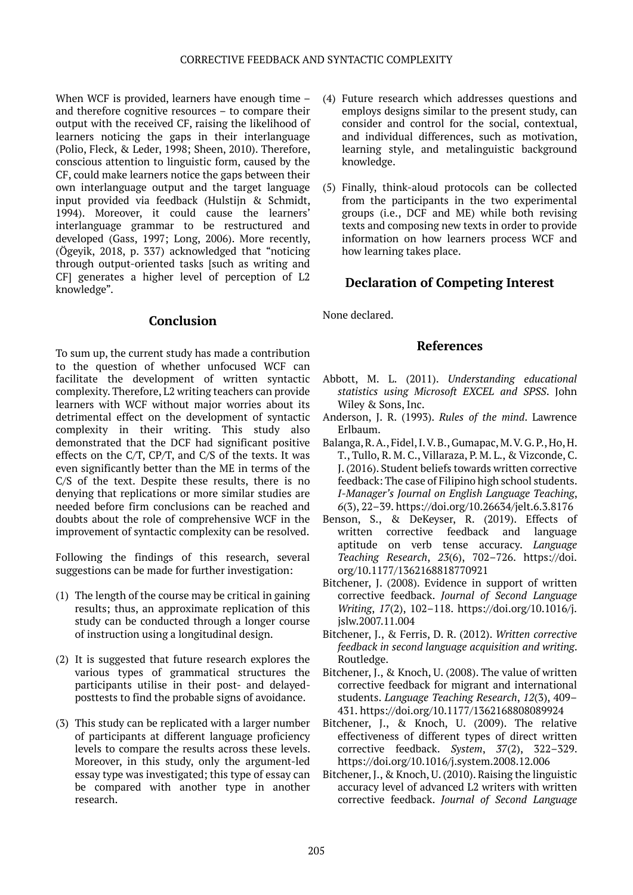When WCF is provided, learners have enough time – and therefore cognitive resources – to compare their output with the received CF, raising the likelihood of learners noticing the gaps in their interlanguage (Polio, Fleck, & Leder, 1998; Sheen, 2010). Therefore, conscious attention to linguistic form, caused by the CF, could make learners notice the gaps between their own interlanguage output and the target language input provided via feedback (Hulstijn & Schmidt, 1994). Moreover, it could cause the learners' interlanguage grammar to be restructured and developed (Gass, 1997; Long, 2006). More recently, (Ögeyik, 2018, p. 337) acknowledged that "noticing through output-oriented tasks [such as writing and CF] generates a higher level of perception of L2 knowledge".

## Conclusion

To sum up, the current study has made a contribution to the question of whether unfocused WCF can facilitate the development of written syntactic complexity. Therefore, L2 writing teachers can provide learners with WCF without major worries about its detrimental effect on the development of syntactic complexity in their writing. This study also demonstrated that the DCF had significant positive effects on the C/T, CP/T, and C/S of the texts. It was even significantly better than the ME in terms of the C/S of the text. Despite these results, there is no denying that replications or more similar studies are needed before firm conclusions can be reached and doubts about the role of comprehensive WCF in the improvement of syntactic complexity can be resolved.

Following the findings of this research, several suggestions can be made for further investigation:

(1) The length of the course may be critical in gaining results; thus, an approximate replication of this study can be conducted through a longer course of instruction using a longitudinal design.

(2) It is suggested that future research explores the various types of grammatical structures the participants utilise in their post- and delayed-posttests to find the probable signs of avoidance.

(3) This study can be replicated with a larger number of participants at different language proficiency levels to compare the results across these levels. Moreover, in this study, only the argument-led essay type was investigated; this type of essay can be compared with another type in another research.

(4) Future research which addresses questions and employs designs similar to the present study, can consider and control for the social, contextual, and individual differences, such as motivation, learning style, and metalinguistic background knowledge.

(5) Finally, think-aloud protocols can be collected from the participants in the two experimental groups (i.e., DCF and ME) while both revising texts and composing new texts in order to provide information on how learners process WCF and how learning takes place.

## Declaration of Competing Interest

None declared.

## References

Abbott, M. L. (2011). *Understanding educational statistics using Microsoft EXCEL and SPSS*. John Wiley & Sons, Inc.

Anderson, J. R. (1993). *Rules of the mind*. Lawrence Erlbaum.

Balanga, R. A., Fidel, I. V. B., Gumapac, M. V. G. P., Ho, H. T., Tullo, R. M. C., Villaraza, P. M. L., & Vizconde, C. J. (2016). Student beliefs towards written corrective feedback: The case of Filipino high school students. *I-Manager's Journal on English Language Teaching*, *6*(3), 22–39. https://doi.org/10.26634/jelt.6.3.8176

Benson, S., & DeKeyser, R. (2019). Effects of written corrective feedback and language aptitude on verb tense accuracy. *Language Teaching Research*, *23*(6), 702–726. https://doi.org/10.1177/1362168818770921

Bitchener, J. (2008). Evidence in support of written corrective feedback. *Journal of Second Language Writing*, *17*(2), 102–118. https://doi.org/10.1016/j.jslw.2007.11.004

Bitchener, J., & Ferris, D. R. (2012). *Written corrective feedback in second language acquisition and writing*. Routledge.

Bitchener, J., & Knoch, U. (2008). The value of written corrective feedback for migrant and international students. *Language Teaching Research*, *12*(3), 409–431. https://doi.org/10.1177/1362168808089924

Bitchener, J., & Knoch, U. (2009). The relative effectiveness of different types of direct written corrective feedback. *System*, *37*(2), 322–329. https://doi.org/10.1016/j.system.2008.12.006

Bitchener, J., & Knoch, U. (2010). Raising the linguistic accuracy level of advanced L2 writers with written corrective feedback. *Journal of Second Language*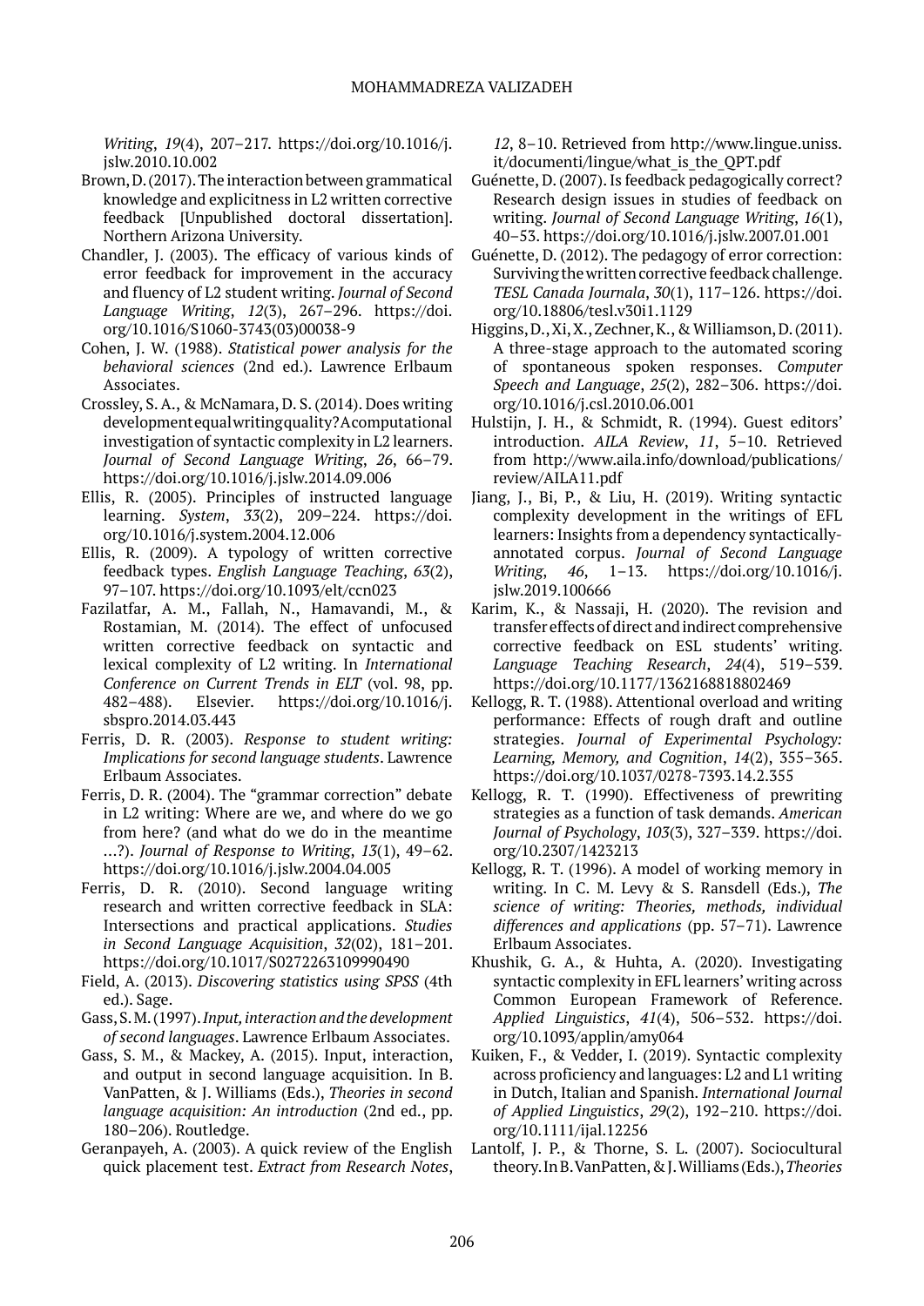*Writing*, *19*(4), 207–217. https://doi.org/10.1016/j.jslw.2010.10.002

Brown, D. (2017). The interaction between grammatical knowledge and explicitness in L2 written corrective feedback [Unpublished doctoral dissertation]. Northern Arizona University.

Chandler, J. (2003). The efficacy of various kinds of error feedback for improvement in the accuracy and fluency of L2 student writing. *Journal of Second Language Writing*, *12*(3), 267–296. https://doi.org/10.1016/S1060-3743(03)00038-9

Cohen, J. W. (1988). *Statistical power analysis for the behavioral sciences* (2nd ed.). Lawrence Erlbaum Associates.

Crossley, S. A., & McNamara, D. S. (2014). Does writing development equal writing quality? A computational investigation of syntactic complexity in L2 learners. *Journal of Second Language Writing*, *26*, 66–79. https://doi.org/10.1016/j.jslw.2014.09.006

Ellis, R. (2005). Principles of instructed language learning. *System*, *33*(2), 209–224. https://doi.org/10.1016/j.system.2004.12.006

Ellis, R. (2009). A typology of written corrective feedback types. *English Language Teaching*, *63*(2), 97–107. https://doi.org/10.1093/elt/ccn023

Fazilatfar, A. M., Fallah, N., Hamavandi, M., & Rostamian, M. (2014). The effect of unfocused written corrective feedback on syntactic and lexical complexity of L2 writing. In *International Conference on Current Trends in ELT* (vol. 98, pp. 482–488). Elsevier. https://doi.org/10.1016/j.sbspro.2014.03.443

Ferris, D. R. (2003). *Response to student writing: Implications for second language students*. Lawrence Erlbaum Associates.

Ferris, D. R. (2004). The "grammar correction" debate in L2 writing: Where are we, and where do we go from here? (and what do we do in the meantime ...?). *Journal of Response to Writing*, *13*(1), 49–62. https://doi.org/10.1016/j.jslw.2004.04.005

Ferris, D. R. (2010). Second language writing research and written corrective feedback in SLA: Intersections and practical applications. *Studies in Second Language Acquisition*, *32*(02), 181–201. https://doi.org/10.1017/S0272263109990490

Field, A. (2013). *Discovering statistics using SPSS* (4th ed.). Sage.

Gass, S. M. (1997). *Input, interaction and the development of second languages*. Lawrence Erlbaum Associates.

Gass, S. M., & Mackey, A. (2015). Input, interaction, and output in second language acquisition. In B. VanPatten, & J. Williams (Eds.), *Theories in second language acquisition: An introduction* (2nd ed., pp. 180–206). Routledge.

Geranpayeh, A. (2003). A quick review of the English quick placement test. *Extract from Research Notes*, *12*, 8–10. Retrieved from http://www.lingue.uniss.it/documenti/lingue/what_is_the_QPT.pdf

Guénette, D. (2007). Is feedback pedagogically correct? Research design issues in studies of feedback on writing. *Journal of Second Language Writing*, *16*(1), 40–53. https://doi.org/10.1016/j.jslw.2007.01.001

Guénette, D. (2012). The pedagogy of error correction: Surviving the written corrective feedback challenge. *TESL Canada Journala*, *30*(1), 117–126. https://doi.org/10.18806/tesl.v30i1.1129

Higgins, D., Xi, X., Zechner, K., & Williamson, D. (2011). A three-stage approach to the automated scoring of spontaneous spoken responses. *Computer Speech and Language*, *25*(2), 282–306. https://doi.org/10.1016/j.csl.2010.06.001

Hulstijn, J. H., & Schmidt, R. (1994). Guest editors' introduction. *AILA Review*, *11*, 5–10. Retrieved from http://www.aila.info/download/publications/review/AILA11.pdf

Jiang, J., Bi, P., & Liu, H. (2019). Writing syntactic complexity development in the writings of EFL learners: Insights from a dependency syntactically-annotated corpus. *Journal of Second Language Writing*, *46*, 1–13. https://doi.org/10.1016/j.jslw.2019.100666

Karim, K., & Nassaji, H. (2020). The revision and transfer effects of direct and indirect comprehensive corrective feedback on ESL students' writing. *Language Teaching Research*, *24*(4), 519–539. https://doi.org/10.1177/1362168818802469

Kellogg, R. T. (1988). Attentional overload and writing performance: Effects of rough draft and outline strategies. *Journal of Experimental Psychology: Learning, Memory, and Cognition*, *14*(2), 355–365. https://doi.org/10.1037/0278-7393.14.2.355

Kellogg, R. T. (1990). Effectiveness of prewriting strategies as a function of task demands. *American Journal of Psychology*, *103*(3), 327–339. https://doi.org/10.2307/1423213

Kellogg, R. T. (1996). A model of working memory in writing. In C. M. Levy & S. Ransdell (Eds.), *The science of writing: Theories, methods, individual differences and applications* (pp. 57–71). Lawrence Erlbaum Associates.

Khushik, G. A., & Huhta, A. (2020). Investigating syntactic complexity in EFL learners' writing across Common European Framework of Reference. *Applied Linguistics*, *41*(4), 506–532. https://doi.org/10.1093/applin/amy064

Kuiken, F., & Vedder, I. (2019). Syntactic complexity across proficiency and languages: L2 and L1 writing in Dutch, Italian and Spanish. *International Journal of Applied Linguistics*, *29*(2), 192–210. https://doi.org/10.1111/ijal.12256

Lantolf, J. P., & Thorne, S. L. (2007). Sociocultural theory. In B. VanPatten, & J. Williams (Eds.), *Theories*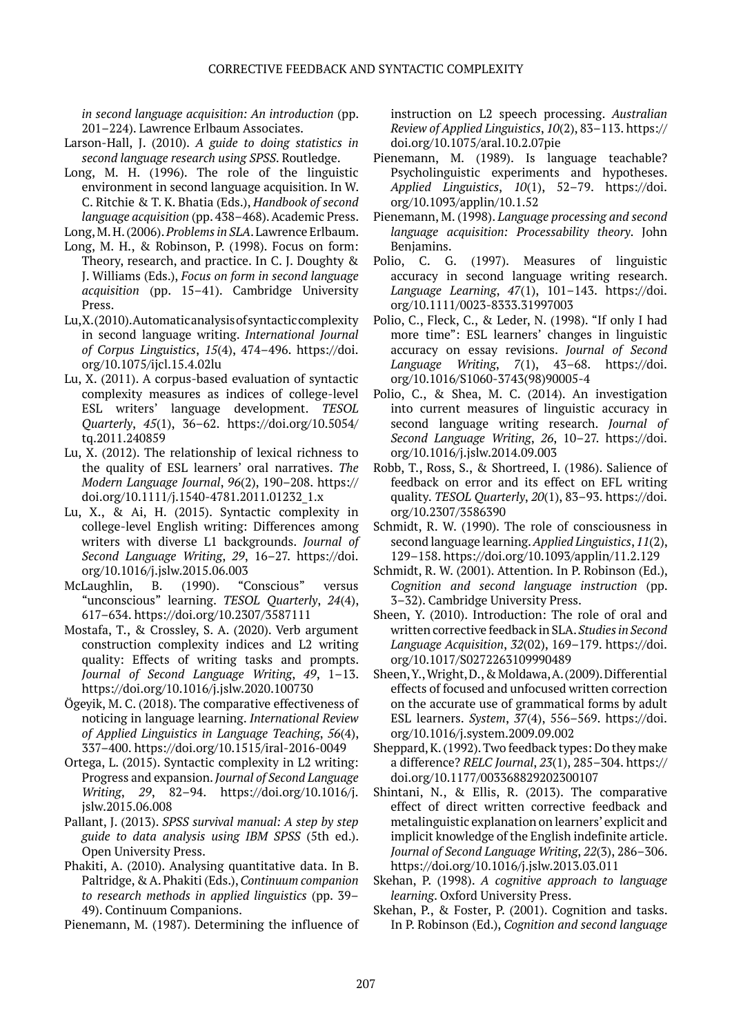*in second language acquisition: An introduction* (pp. 201–224). Lawrence Erlbaum Associates.

Larson-Hall, J. (2010). *A guide to doing statistics in second language research using SPSS*. Routledge.

Long, M. H. (1996). The role of the linguistic environment in second language acquisition. In W. C. Ritchie & T. K. Bhatia (Eds.), *Handbook of second language acquisition* (pp. 438–468). Academic Press.

Long, M. H. (2006). *Problems in SLA*. Lawrence Erlbaum.

Long, M. H., & Robinson, P. (1998). Focus on form: Theory, research, and practice. In C. J. Doughty & J. Williams (Eds.), *Focus on form in second language acquisition* (pp. 15–41). Cambridge University Press.

Lu, X. (2010). Automatic analysis of syntactic complexity in second language writing. *International Journal of Corpus Linguistics*, *15*(4), 474–496. https://doi.org/10.1075/ijcl.15.4.02lu

Lu, X. (2011). A corpus-based evaluation of syntactic complexity measures as indices of college-level ESL writers' language development. *TESOL Quarterly*, *45*(1), 36–62. https://doi.org/10.5054/tq.2011.240859

Lu, X. (2012). The relationship of lexical richness to the quality of ESL learners' oral narratives. *The Modern Language Journal*, *96*(2), 190–208. https://doi.org/10.1111/j.1540-4781.2011.01232_1.x

Lu, X., & Ai, H. (2015). Syntactic complexity in college-level English writing: Differences among writers with diverse L1 backgrounds. *Journal of Second Language Writing*, *29*, 16–27. https://doi.org/10.1016/j.jslw.2015.06.003

McLaughlin, B. (1990). "Conscious" versus "unconscious" learning. *TESOL Quarterly*, *24*(4), 617–634. https://doi.org/10.2307/3587111

Mostafa, T., & Crossley, S. A. (2020). Verb argument construction complexity indices and L2 writing quality: Effects of writing tasks and prompts. *Journal of Second Language Writing*, *49*, 1–13. https://doi.org/10.1016/j.jslw.2020.100730

Ögeyik, M. C. (2018). The comparative effectiveness of noticing in language learning. *International Review of Applied Linguistics in Language Teaching*, *56*(4), 337–400. https://doi.org/10.1515/iral-2016-0049

Ortega, L. (2015). Syntactic complexity in L2 writing: Progress and expansion. *Journal of Second Language Writing*, *29*, 82–94. https://doi.org/10.1016/j.jslw.2015.06.008

Pallant, J. (2013). *SPSS survival manual: A step by step guide to data analysis using IBM SPSS* (5th ed.). Open University Press.

Phakiti, A. (2010). Analysing quantitative data. In B. Paltridge, & A. Phakiti (Eds.), *Continuum companion to research methods in applied linguistics* (pp. 39–49). Continuum Companions.

Pienemann, M. (1987). Determining the influence of instruction on L2 speech processing. *Australian Review of Applied Linguistics*, *10*(2), 83–113. https://doi.org/10.1075/aral.10.2.07pie

Pienemann, M. (1989). Is language teachable? Psycholinguistic experiments and hypotheses. *Applied Linguistics*, *10*(1), 52–79. https://doi.org/10.1093/applin/10.1.52

Pienemann, M. (1998). *Language processing and second language acquisition: Processability theory*. John Benjamins.

Polio, C. G. (1997). Measures of linguistic accuracy in second language writing research. *Language Learning*, *47*(1), 101–143. https://doi.org/10.1111/0023-8333.31997003

Polio, C., Fleck, C., & Leder, N. (1998). "If only I had more time": ESL learners' changes in linguistic accuracy on essay revisions. *Journal of Second Language Writing*, *7*(1), 43–68. https://doi.org/10.1016/S1060-3743(98)90005-4

Polio, C., & Shea, M. C. (2014). An investigation into current measures of linguistic accuracy in second language writing research. *Journal of Second Language Writing*, *26*, 10–27. https://doi.org/10.1016/j.jslw.2014.09.003

Robb, T., Ross, S., & Shortreed, I. (1986). Salience of feedback on error and its effect on EFL writing quality. *TESOL Quarterly*, *20*(1), 83–93. https://doi.org/10.2307/3586390

Schmidt, R. W. (1990). The role of consciousness in second language learning. *Applied Linguistics*, *11*(2), 129–158. https://doi.org/10.1093/applin/11.2.129

Schmidt, R. W. (2001). Attention. In P. Robinson (Ed.), *Cognition and second language instruction* (pp. 3–32). Cambridge University Press.

Sheen, Y. (2010). Introduction: The role of oral and written corrective feedback in SLA. *Studies in Second Language Acquisition*, *32*(02), 169–179. https://doi.org/10.1017/S0272263109990489

Sheen, Y., Wright, D., & Moldawa, A. (2009). Differential effects of focused and unfocused written correction on the accurate use of grammatical forms by adult ESL learners. *System*, *37*(4), 556–569. https://doi.org/10.1016/j.system.2009.09.002

Sheppard, K. (1992). Two feedback types: Do they make a difference? *RELC Journal*, *23*(1), 285–304. https://doi.org/10.1177/003368829202300107

Shintani, N., & Ellis, R. (2013). The comparative effect of direct written corrective feedback and metalinguistic explanation on learners' explicit and implicit knowledge of the English indefinite article. *Journal of Second Language Writing*, *22*(3), 286–306. https://doi.org/10.1016/j.jslw.2013.03.011

Skehan, P. (1998). *A cognitive approach to language learning*. Oxford University Press.

Skehan, P., & Foster, P. (2001). Cognition and tasks. In P. Robinson (Ed.), *Cognition and second language*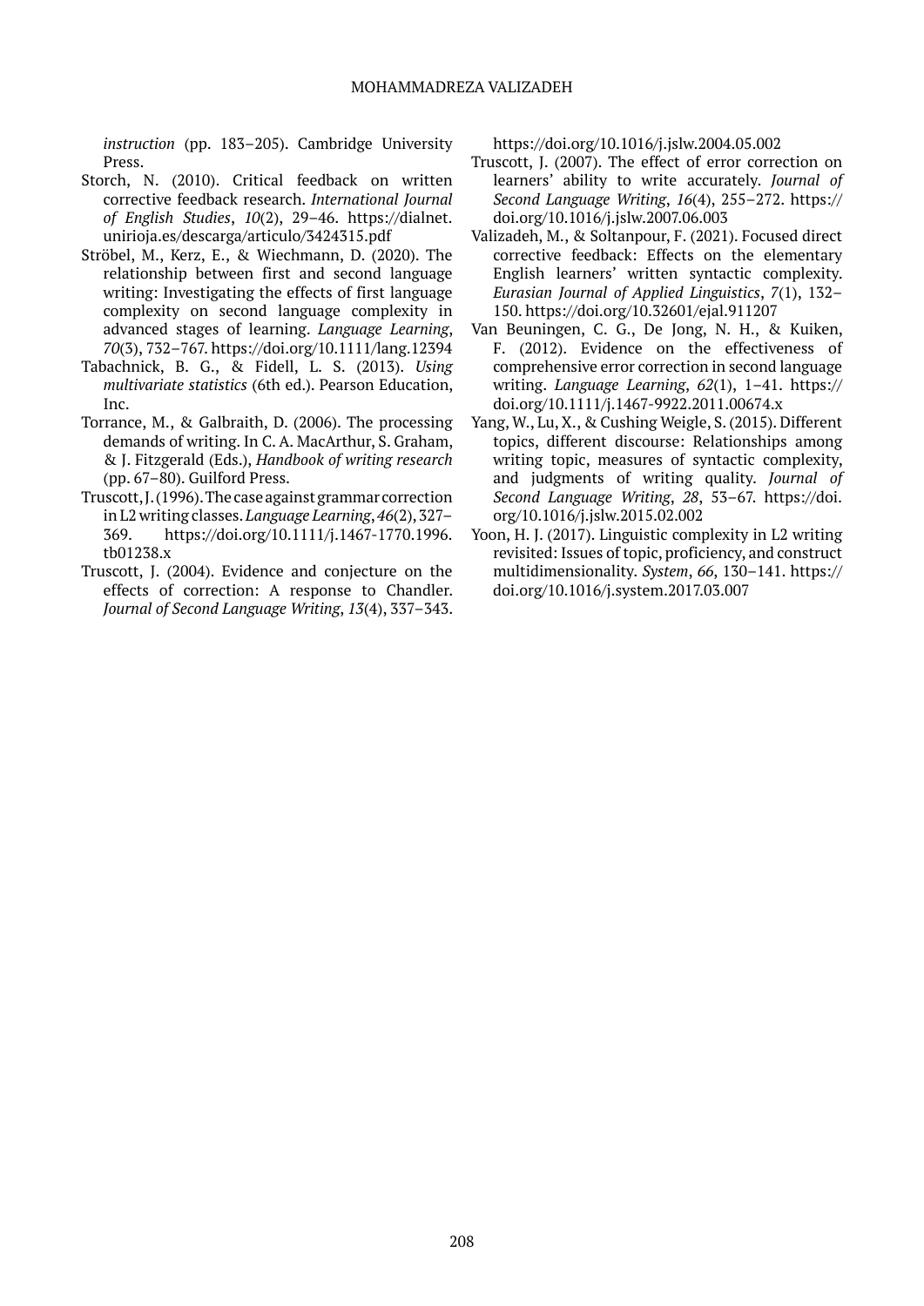*instruction* (pp. 183–205). Cambridge University Press.

Storch, N. (2010). Critical feedback on written corrective feedback research. *International Journal of English Studies*, *10*(2), 29–46. https://dialnet.unirioja.es/descarga/articulo/3424315.pdf

Ströbel, M., Kerz, E., & Wiechmann, D. (2020). The relationship between first and second language writing: Investigating the effects of first language complexity on second language complexity in advanced stages of learning. *Language Learning*, *70*(3), 732–767. https://doi.org/10.1111/lang.12394

Tabachnick, B. G., & Fidell, L. S. (2013). *Using multivariate statistics* (6th ed.). Pearson Education, Inc.

Torrance, M., & Galbraith, D. (2006). The processing demands of writing. In C. A. MacArthur, S. Graham, & J. Fitzgerald (Eds.), *Handbook of writing research* (pp. 67–80). Guilford Press.

Truscott, J. (1996). The case against grammar correction in L2 writing classes. *Language Learning*, *46*(2), 327–369. https://doi.org/10.1111/j.1467-1770.1996.tb01238.x

Truscott, J. (2004). Evidence and conjecture on the effects of correction: A response to Chandler. *Journal of Second Language Writing*, *13*(4), 337–343. https://doi.org/10.1016/j.jslw.2004.05.002

Truscott, J. (2007). The effect of error correction on learners' ability to write accurately. *Journal of Second Language Writing*, *16*(4), 255–272. https://doi.org/10.1016/j.jslw.2007.06.003

Valizadeh, M., & Soltanpour, F. (2021). Focused direct corrective feedback: Effects on the elementary English learners' written syntactic complexity. *Eurasian Journal of Applied Linguistics*, *7*(1), 132–150. https://doi.org/10.32601/ejal.911207

Van Beuningen, C. G., De Jong, N. H., & Kuiken, F. (2012). Evidence on the effectiveness of comprehensive error correction in second language writing. *Language Learning*, *62*(1), 1–41. https://doi.org/10.1111/j.1467-9922.2011.00674.x

Yang, W., Lu, X., & Cushing Weigle, S. (2015). Different topics, different discourse: Relationships among writing topic, measures of syntactic complexity, and judgments of writing quality. *Journal of Second Language Writing*, *28*, 53–67. https://doi.org/10.1016/j.jslw.2015.02.002

Yoon, H. J. (2017). Linguistic complexity in L2 writing revisited: Issues of topic, proficiency, and construct multidimensionality. *System*, *66*, 130–141. https://doi.org/10.1016/j.system.2017.03.007